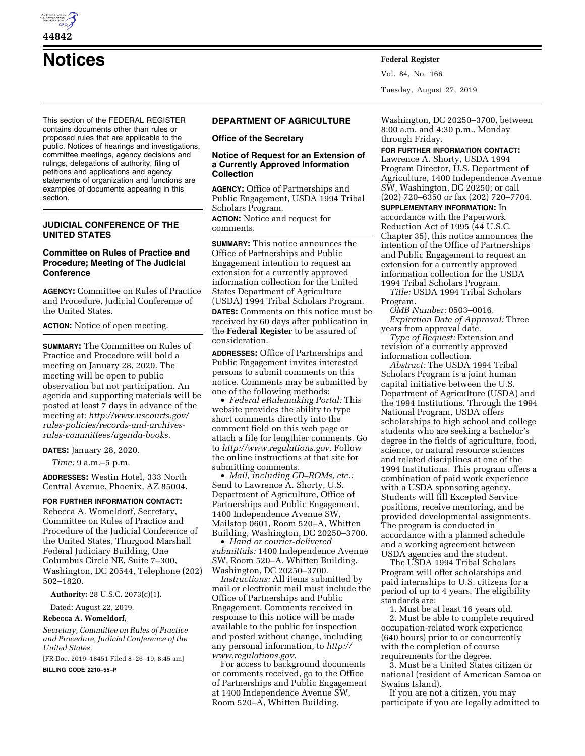# Notices

This section of the FEDERAL REGISTER contains documents other than rules or proposed rules that are applicable to the public. Notices of hearings and investigations, committee meetings, agency decisions and rulings, delegations of authority, filing of petitions and applications and agency statements of organization and functions are examples of documents appearing in this section.

## JUDICIAL CONFERENCE OF THE UNITED STATES

### Committee on Rules of Practice and Procedure; Meeting of The Judicial Conference

**AGENCY:** Committee on Rules of Practice and Procedure, Judicial Conference of the United States.

**ACTION:** Notice of open meeting.

**SUMMARY:** The Committee on Rules of Practice and Procedure will hold a meeting on January 28, 2020. The meeting will be open to public observation but not participation. An agenda and supporting materials will be posted at least 7 days in advance of the meeting at: *http://www.uscourts.gov/rules-policies/records-and-archives-rules-committees/agenda-books.*

**DATES:** January 28, 2020.

*Time:* 9 a.m.–5 p.m.

**ADDRESSES:** Westin Hotel, 333 North Central Avenue, Phoenix, AZ 85004.

**FOR FURTHER INFORMATION CONTACT:** Rebecca A. Womeldorf, Secretary, Committee on Rules of Practice and Procedure of the Judicial Conference of the United States, Thurgood Marshall Federal Judiciary Building, One Columbus Circle NE, Suite 7–300, Washington, DC 20544, Telephone (202) 502–1820.

**Authority:** 28 U.S.C. 2073(c)(1).

Dated: August 22, 2019.

**Rebecca A. Womeldorf,**

*Secretary, Committee on Rules of Practice and Procedure, Judicial Conference of the United States.*

[FR Doc. 2019–18451 Filed 8–26–19; 8:45 am]

**BILLING CODE 2210–55–P**

## DEPARTMENT OF AGRICULTURE

### Office of the Secretary

### Notice of Request for an Extension of a Currently Approved Information Collection

**AGENCY:** Office of Partnerships and Public Engagement, USDA 1994 Tribal Scholars Program.

**ACTION:** Notice and request for comments.

**SUMMARY:** This notice announces the Office of Partnerships and Public Engagement intention to request an extension for a currently approved information collection for the United States Department of Agriculture (USDA) 1994 Tribal Scholars Program.

**DATES:** Comments on this notice must be received by 60 days after publication in the **Federal Register** to be assured of consideration.

**ADDRESSES:** Office of Partnerships and Public Engagement invites interested persons to submit comments on this notice. Comments may be submitted by one of the following methods:

- *Federal eRulemaking Portal:* This website provides the ability to type short comments directly into the comment field on this web page or attach a file for lengthier comments. Go to *http://www.regulations.gov.* Follow the online instructions at that site for submitting comments.
- *Mail, including CD–ROMs, etc.:* Send to Lawrence A. Shorty, U.S. Department of Agriculture, Office of Partnerships and Public Engagement, 1400 Independence Avenue SW, Mailstop 0601, Room 520–A, Whitten Building, Washington, DC 20250–3700.
- *Hand or courier-delivered submittals:* 1400 Independence Avenue SW, Room 520–A, Whitten Building, Washington, DC 20250–3700.

*Instructions:* All items submitted by mail or electronic mail must include the Office of Partnerships and Public Engagement. Comments received in response to this notice will be made available to the public for inspection and posted without change, including any personal information, to *http://www.regulations.gov.*

For access to background documents or comments received, go to the Office of Partnerships and Public Engagement at 1400 Independence Avenue SW, Room 520–A, Whitten Building, Washington, DC 20250–3700, between 8:00 a.m. and 4:30 p.m., Monday through Friday.

**FOR FURTHER INFORMATION CONTACT:** Lawrence A. Shorty, USDA 1994 Program Director, U.S. Department of Agriculture, 1400 Independence Avenue SW, Washington, DC 20250; or call (202) 720–6350 or fax (202) 720–7704.

**SUPPLEMENTARY INFORMATION:** In accordance with the Paperwork Reduction Act of 1995 (44 U.S.C. Chapter 35), this notice announces the intention of the Office of Partnerships and Public Engagement to request an extension for a currently approved information collection for the USDA 1994 Tribal Scholars Program.

*Title:* USDA 1994 Tribal Scholars Program.

*OMB Number:* 0503–0016.

*Expiration Date of Approval:* Three years from approval date.

*Type of Request:* Extension and revision of a currently approved information collection.

*Abstract:* The USDA 1994 Tribal Scholars Program is a joint human capital initiative between the U.S. Department of Agriculture (USDA) and the 1994 Institutions. Through the 1994 National Program, USDA offers scholarships to high school and college students who are seeking a bachelor's degree in the fields of agriculture, food, science, or natural resource sciences and related disciplines at one of the 1994 Institutions. This program offers a combination of paid work experience with a USDA sponsoring agency. Students will fill Excepted Service positions, receive mentoring, and be provided developmental assignments. The program is conducted in accordance with a planned schedule and a working agreement between USDA agencies and the student.

The USDA 1994 Tribal Scholars Program will offer scholarships and paid internships to U.S. citizens for a period of up to 4 years. The eligibility standards are:

1. Must be at least 16 years old.
2. Must be able to complete required occupation-related work experience (640 hours) prior to or concurrently with the completion of course requirements for the degree.
3. Must be a United States citizen or national (resident of American Samoa or Swains Island).

If you are not a citizen, you may participate if you are legally admitted to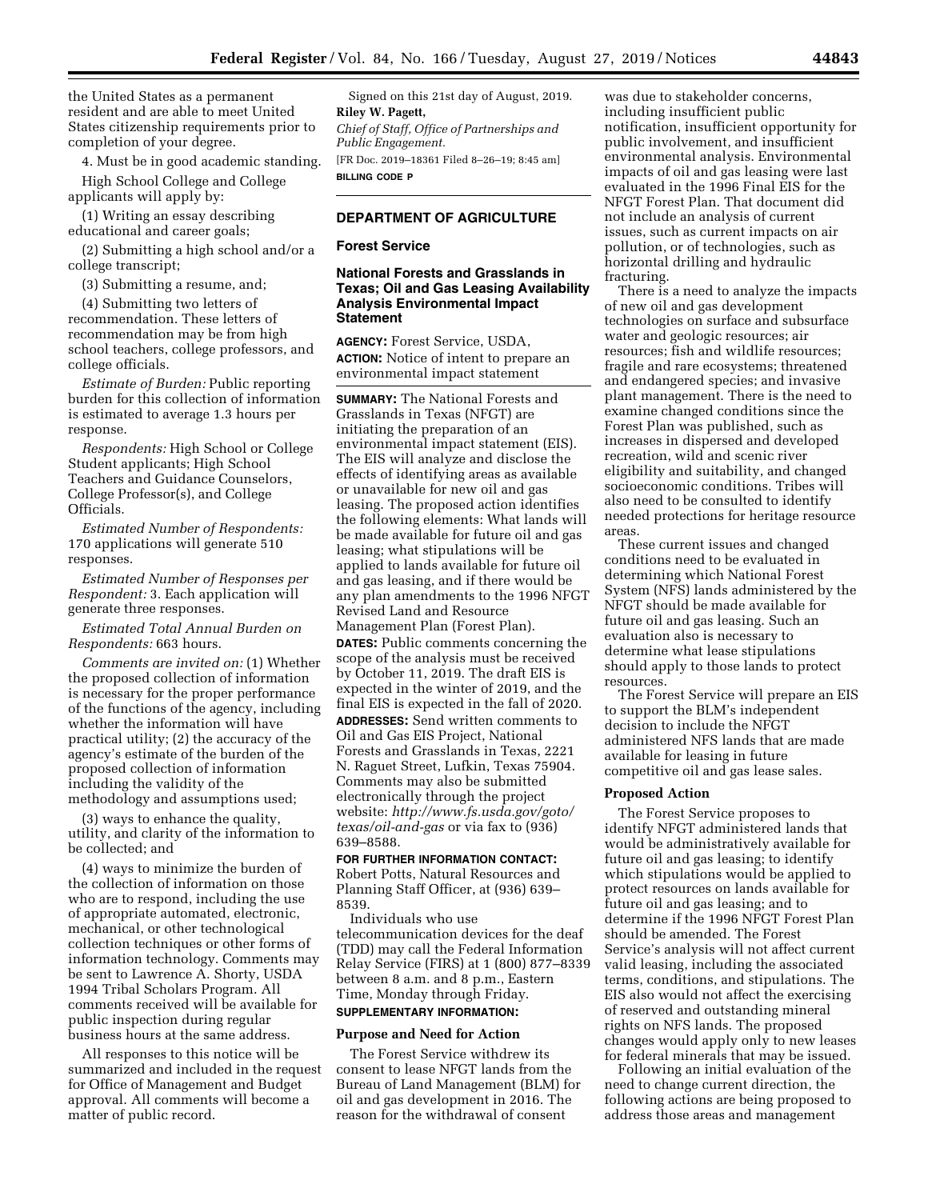the United States as a permanent resident and are able to meet United States citizenship requirements prior to completion of your degree.

4. Must be in good academic standing.

High School College and College applicants will apply by:

(1) Writing an essay describing educational and career goals;

(2) Submitting a high school and/or a college transcript;

(3) Submitting a resume, and;

(4) Submitting two letters of recommendation. These letters of recommendation may be from high school teachers, college professors, and college officials.

*Estimate of Burden:* Public reporting burden for this collection of information is estimated to average 1.3 hours per response.

*Respondents:* High School or College Student applicants; High School Teachers and Guidance Counselors, College Professor(s), and College Officials.

*Estimated Number of Respondents:* 170 applications will generate 510 responses.

*Estimated Number of Responses per Respondent:* 3. Each application will generate three responses.

*Estimated Total Annual Burden on Respondents:* 663 hours.

*Comments are invited on:* (1) Whether the proposed collection of information is necessary for the proper performance of the functions of the agency, including whether the information will have practical utility; (2) the accuracy of the agency's estimate of the burden of the proposed collection of information including the validity of the methodology and assumptions used;

(3) ways to enhance the quality, utility, and clarity of the information to be collected; and

(4) ways to minimize the burden of the collection of information on those who are to respond, including the use of appropriate automated, electronic, mechanical, or other technological collection techniques or other forms of information technology. Comments may be sent to Lawrence A. Shorty, USDA 1994 Tribal Scholars Program. All comments received will be available for public inspection during regular business hours at the same address.

All responses to this notice will be summarized and included in the request for Office of Management and Budget approval. All comments will become a matter of public record.

Signed on this 21st day of August, 2019.

**Riley W. Pagett,**

*Chief of Staff, Office of Partnerships and Public Engagement.*

[FR Doc. 2019–18361 Filed 8–26–19; 8:45 am]

**BILLING CODE P**

## DEPARTMENT OF AGRICULTURE

### Forest Service

### National Forests and Grasslands in Texas; Oil and Gas Leasing Availability Analysis Environmental Impact Statement

**AGENCY:** Forest Service, USDA.

**ACTION:** Notice of intent to prepare an environmental impact statement

**SUMMARY:** The National Forests and Grasslands in Texas (NFGT) are initiating the preparation of an environmental impact statement (EIS). The EIS will analyze and disclose the effects of identifying areas as available or unavailable for new oil and gas leasing. The proposed action identifies the following elements: What lands will be made available for future oil and gas leasing; what stipulations will be applied to lands available for future oil and gas leasing, and if there would be any plan amendments to the 1996 NFGT Revised Land and Resource Management Plan (Forest Plan).

**DATES:** Public comments concerning the scope of the analysis must be received by October 11, 2019. The draft EIS is expected in the winter of 2019, and the final EIS is expected in the fall of 2020.

**ADDRESSES:** Send written comments to Oil and Gas EIS Project, National Forests and Grasslands in Texas, 2221 N. Raguet Street, Lufkin, Texas 75904. Comments may also be submitted electronically through the project website: *http://www.fs.usda.gov/goto/texas/oil-and-gas* or via fax to (936) 639–8588.

**FOR FURTHER INFORMATION CONTACT:** Robert Potts, Natural Resources and Planning Staff Officer, at (936) 639–8539.

Individuals who use telecommunication devices for the deaf (TDD) may call the Federal Information Relay Service (FIRS) at 1 (800) 877–8339 between 8 a.m. and 8 p.m., Eastern Time, Monday through Friday.

**SUPPLEMENTARY INFORMATION:**

#### Purpose and Need for Action

The Forest Service withdrew its consent to lease NFGT lands from the Bureau of Land Management (BLM) for oil and gas development in 2016. The reason for the withdrawal of consent was due to stakeholder concerns, including insufficient public notification, insufficient opportunity for public involvement, and insufficient environmental analysis. Environmental impacts of oil and gas leasing were last evaluated in the 1996 Final EIS for the NFGT Forest Plan. That document did not include an analysis of current issues, such as current impacts on air pollution, or of technologies, such as horizontal drilling and hydraulic fracturing.

There is a need to analyze the impacts of new oil and gas development technologies on surface and subsurface water and geologic resources; air resources; fish and wildlife resources; fragile and rare ecosystems; threatened and endangered species; and invasive plant management. There is the need to examine changed conditions since the Forest Plan was published, such as increases in dispersed and developed recreation, wild and scenic river eligibility and suitability, and changed socioeconomic conditions. Tribes will also need to be consulted to identify needed protections for heritage resource areas.

These current issues and changed conditions need to be evaluated in determining which National Forest System (NFS) lands administered by the NFGT should be made available for future oil and gas leasing. Such an evaluation also is necessary to determine what lease stipulations should apply to those lands to protect resources.

The Forest Service will prepare an EIS to support the BLM's independent decision to include the NFGT administered NFS lands that are made available for leasing in future competitive oil and gas lease sales.

#### Proposed Action

The Forest Service proposes to identify NFGT administered lands that would be administratively available for future oil and gas leasing; to identify which stipulations would be applied to protect resources on lands available for future oil and gas leasing; and to determine if the 1996 NFGT Forest Plan should be amended. The Forest Service's analysis will not affect current valid leasing, including the associated terms, conditions, and stipulations. The EIS also would not affect the exercising of reserved and outstanding mineral rights on NFS lands. The proposed changes would apply only to new leases for federal minerals that may be issued.

Following an initial evaluation of the need to change current direction, the following actions are being proposed to address those areas and management